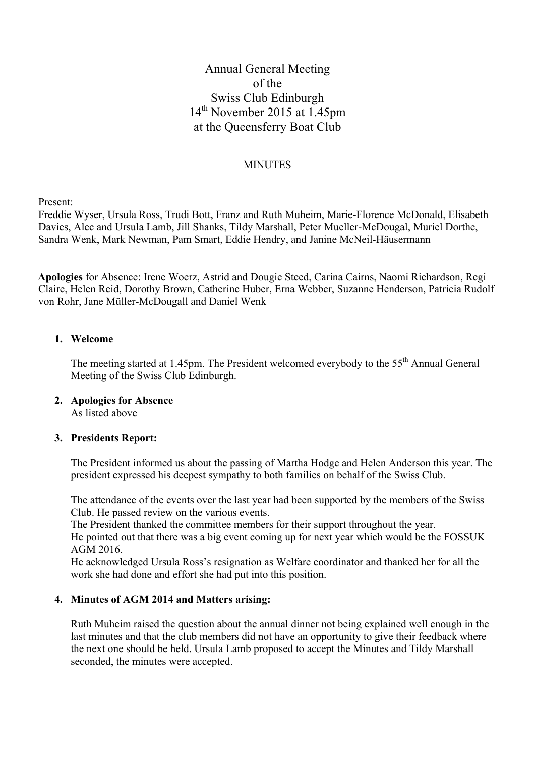# Annual General Meeting of the Swiss Club Edinburgh 14th November 2015 at 1.45pm at the Queensferry Boat Club

## MINUTES

Present:
Freddie Wyser, Ursula Ross, Trudi Bott, Franz and Ruth Muheim, Marie-Florence McDonald, Elisabeth Davies, Alec and Ursula Lamb, Jill Shanks, Tildy Marshall, Peter Mueller-McDougal, Muriel Dorthe, Sandra Wenk, Mark Newman, Pam Smart, Eddie Hendry, and Janine McNeil-Häusermann

**Apologies** for Absence: Irene Woerz, Astrid and Dougie Steed, Carina Cairns, Naomi Richardson, Regi Claire, Helen Reid, Dorothy Brown, Catherine Huber, Erna Webber, Suzanne Henderson, Patricia Rudolf von Rohr, Jane Müller-McDougall and Daniel Wenk

1. **Welcome**

   The meeting started at 1.45pm. The President welcomed everybody to the 55th Annual General Meeting of the Swiss Club Edinburgh.

2. **Apologies for Absence**
   As listed above

3. **Presidents Report:**

   The President informed us about the passing of Martha Hodge and Helen Anderson this year. The president expressed his deepest sympathy to both families on behalf of the Swiss Club.

   The attendance of the events over the last year had been supported by the members of the Swiss Club. He passed review on the various events.
   The President thanked the committee members for their support throughout the year.
   He pointed out that there was a big event coming up for next year which would be the FOSSUK AGM 2016.
   He acknowledged Ursula Ross's resignation as Welfare coordinator and thanked her for all the work she had done and effort she had put into this position.

4. **Minutes of AGM 2014 and Matters arising:**

   Ruth Muheim raised the question about the annual dinner not being explained well enough in the last minutes and that the club members did not have an opportunity to give their feedback where the next one should be held. Ursula Lamb proposed to accept the Minutes and Tildy Marshall seconded, the minutes were accepted.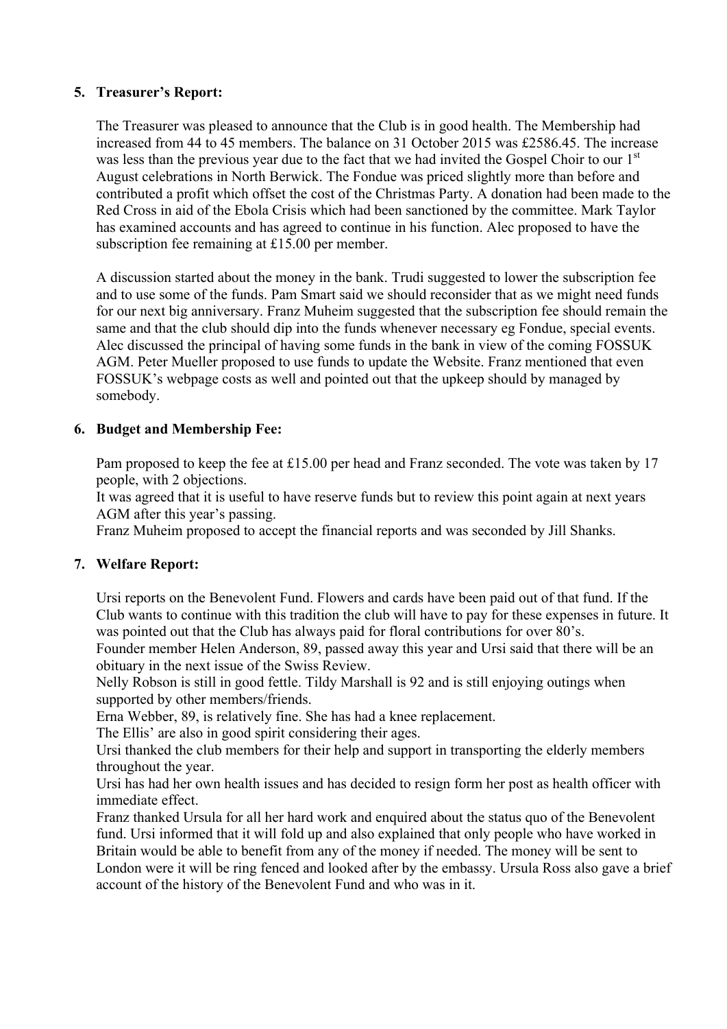5. **Treasurer's Report:**

   The Treasurer was pleased to announce that the Club is in good health. The Membership had increased from 44 to 45 members. The balance on 31 October 2015 was £2586.45. The increase was less than the previous year due to the fact that we had invited the Gospel Choir to our 1st August celebrations in North Berwick. The Fondue was priced slightly more than before and contributed a profit which offset the cost of the Christmas Party. A donation had been made to the Red Cross in aid of the Ebola Crisis which had been sanctioned by the committee. Mark Taylor has examined accounts and has agreed to continue in his function. Alec proposed to have the subscription fee remaining at £15.00 per member.

   A discussion started about the money in the bank. Trudi suggested to lower the subscription fee and to use some of the funds. Pam Smart said we should reconsider that as we might need funds for our next big anniversary. Franz Muheim suggested that the subscription fee should remain the same and that the club should dip into the funds whenever necessary eg Fondue, special events. Alec discussed the principal of having some funds in the bank in view of the coming FOSSUK AGM. Peter Mueller proposed to use funds to update the Website. Franz mentioned that even FOSSUK's webpage costs as well and pointed out that the upkeep should by managed by somebody.

6. **Budget and Membership Fee:**

   Pam proposed to keep the fee at £15.00 per head and Franz seconded. The vote was taken by 17 people, with 2 objections.
   It was agreed that it is useful to have reserve funds but to review this point again at next years AGM after this year's passing.
   Franz Muheim proposed to accept the financial reports and was seconded by Jill Shanks.

7. **Welfare Report:**

   Ursi reports on the Benevolent Fund. Flowers and cards have been paid out of that fund. If the Club wants to continue with this tradition the club will have to pay for these expenses in future. It was pointed out that the Club has always paid for floral contributions for over 80's.
   Founder member Helen Anderson, 89, passed away this year and Ursi said that there will be an obituary in the next issue of the Swiss Review.
   Nelly Robson is still in good fettle. Tildy Marshall is 92 and is still enjoying outings when supported by other members/friends.
   Erna Webber, 89, is relatively fine. She has had a knee replacement.
   The Ellis' are also in good spirit considering their ages.
   Ursi thanked the club members for their help and support in transporting the elderly members throughout the year.
   Ursi has had her own health issues and has decided to resign form her post as health officer with immediate effect.
   Franz thanked Ursula for all her hard work and enquired about the status quo of the Benevolent fund. Ursi informed that it will fold up and also explained that only people who have worked in Britain would be able to benefit from any of the money if needed. The money will be sent to London were it will be ring fenced and looked after by the embassy. Ursula Ross also gave a brief account of the history of the Benevolent Fund and who was in it.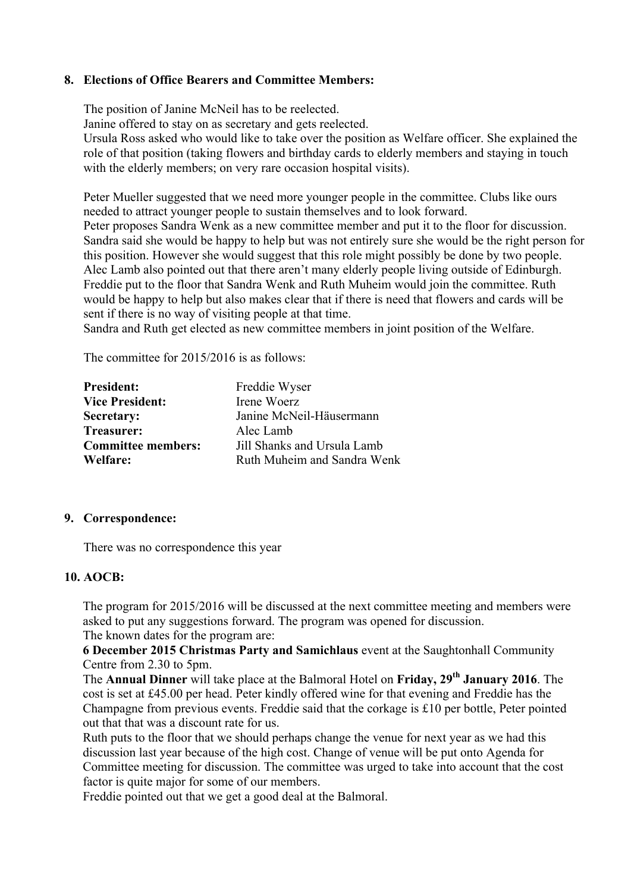**8. Elections of Office Bearers and Committee Members:**

The position of Janine McNeil has to be reelected.
Janine offered to stay on as secretary and gets reelected.
Ursula Ross asked who would like to take over the position as Welfare officer. She explained the role of that position (taking flowers and birthday cards to elderly members and staying in touch with the elderly members; on very rare occasion hospital visits).

Peter Mueller suggested that we need more younger people in the committee. Clubs like ours needed to attract younger people to sustain themselves and to look forward.
Peter proposes Sandra Wenk as a new committee member and put it to the floor for discussion. Sandra said she would be happy to help but was not entirely sure she would be the right person for this position. However she would suggest that this role might possibly be done by two people. Alec Lamb also pointed out that there aren't many elderly people living outside of Edinburgh. Freddie put to the floor that Sandra Wenk and Ruth Muheim would join the committee. Ruth would be happy to help but also makes clear that if there is need that flowers and cards will be sent if there is no way of visiting people at that time.
Sandra and Ruth get elected as new committee members in joint position of the Welfare.

The committee for 2015/2016 is as follows:

| | |
|---|---|
| **President:** | Freddie Wyser |
| **Vice President:** | Irene Woerz |
| **Secretary:** | Janine McNeil-Häusermann |
| **Treasurer:** | Alec Lamb |
| **Committee members:** | Jill Shanks and Ursula Lamb |
| **Welfare:** | Ruth Muheim and Sandra Wenk |

**9. Correspondence:**

There was no correspondence this year

**10. AOCB:**

The program for 2015/2016 will be discussed at the next committee meeting and members were asked to put any suggestions forward. The program was opened for discussion.
The known dates for the program are:
**6 December 2015 Christmas Party and Samichlaus** event at the Saughtonhall Community Centre from 2.30 to 5pm.
The **Annual Dinner** will take place at the Balmoral Hotel on **Friday, 29th January 2016**. The cost is set at £45.00 per head. Peter kindly offered wine for that evening and Freddie has the Champagne from previous events. Freddie said that the corkage is £10 per bottle, Peter pointed out that that was a discount rate for us.
Ruth puts to the floor that we should perhaps change the venue for next year as we had this discussion last year because of the high cost. Change of venue will be put onto Agenda for Committee meeting for discussion. The committee was urged to take into account that the cost factor is quite major for some of our members.
Freddie pointed out that we get a good deal at the Balmoral.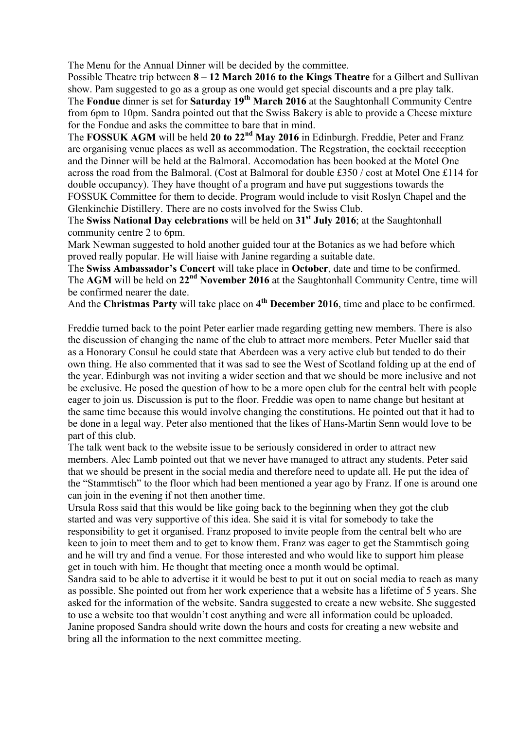The Menu for the Annual Dinner will be decided by the committee.

Possible Theatre trip between **8 – 12 March 2016 to the Kings Theatre** for a Gilbert and Sullivan show. Pam suggested to go as a group as one would get special discounts and a pre play talk.

The **Fondue** dinner is set for **Saturday 19th March 2016** at the Saughtonhall Community Centre from 6pm to 10pm. Sandra pointed out that the Swiss Bakery is able to provide a Cheese mixture for the Fondue and asks the committee to bare that in mind.

The **FOSSUK AGM** will be held **20 to 22nd May 2016** in Edinburgh. Freddie, Peter and Franz are organising venue places as well as accommodation. The Regstration, the cocktail rececption and the Dinner will be held at the Balmoral. Accomodation has been booked at the Motel One across the road from the Balmoral. (Cost at Balmoral for double £350 / cost at Motel One £114 for double occupancy). They have thought of a program and have put suggestions towards the FOSSUK Committee for them to decide. Program would include to visit Roslyn Chapel and the Glenkinchie Distillery. There are no costs involved for the Swiss Club.

The **Swiss National Day celebrations** will be held on **31st July 2016**; at the Saughtonhall community centre 2 to 6pm.

Mark Newman suggested to hold another guided tour at the Botanics as we had before which proved really popular. He will liaise with Janine regarding a suitable date.

The **Swiss Ambassador's Concert** will take place in **October**, date and time to be confirmed.

The **AGM** will be held on **22nd November 2016** at the Saughtonhall Community Centre, time will be confirmed nearer the date.

And the **Christmas Party** will take place on **4th December 2016**, time and place to be confirmed.

Freddie turned back to the point Peter earlier made regarding getting new members. There is also the discussion of changing the name of the club to attract more members. Peter Mueller said that as a Honorary Consul he could state that Aberdeen was a very active club but tended to do their own thing. He also commented that it was sad to see the West of Scotland folding up at the end of the year. Edinburgh was not inviting a wider section and that we should be more inclusive and not be exclusive. He posed the question of how to be a more open club for the central belt with people eager to join us. Discussion is put to the floor. Freddie was open to name change but hesitant at the same time because this would involve changing the constitutions. He pointed out that it had to be done in a legal way. Peter also mentioned that the likes of Hans-Martin Senn would love to be part of this club.

The talk went back to the website issue to be seriously considered in order to attract new members. Alec Lamb pointed out that we never have managed to attract any students. Peter said that we should be present in the social media and therefore need to update all. He put the idea of the "Stammtisch" to the floor which had been mentioned a year ago by Franz. If one is around one can join in the evening if not then another time.

Ursula Ross said that this would be like going back to the beginning when they got the club started and was very supportive of this idea. She said it is vital for somebody to take the responsibility to get it organised. Franz proposed to invite people from the central belt who are keen to join to meet them and to get to know them. Franz was eager to get the Stammtisch going and he will try and find a venue. For those interested and who would like to support him please get in touch with him. He thought that meeting once a month would be optimal.

Sandra said to be able to advertise it it would be best to put it out on social media to reach as many as possible. She pointed out from her work experience that a website has a lifetime of 5 years. She asked for the information of the website. Sandra suggested to create a new website. She suggested to use a website too that wouldn't cost anything and were all information could be uploaded. Janine proposed Sandra should write down the hours and costs for creating a new website and bring all the information to the next committee meeting.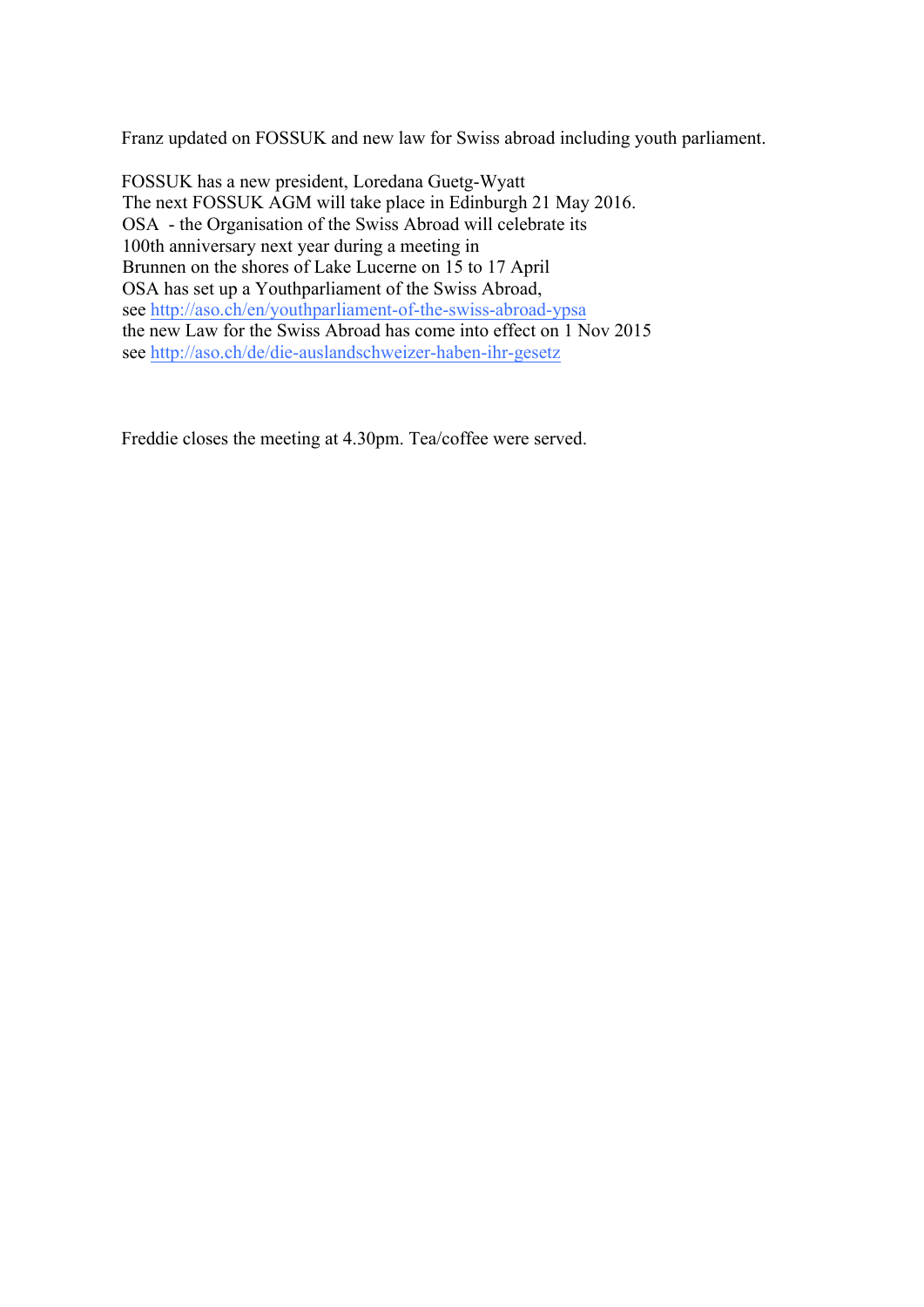Franz updated on FOSSUK and new law for Swiss abroad including youth parliament.

FOSSUK has a new president, Loredana Guetg-Wyatt
The next FOSSUK AGM will take place in Edinburgh 21 May 2016.
OSA - the Organisation of the Swiss Abroad will celebrate its
100th anniversary next year during a meeting in
Brunnen on the shores of Lake Lucerne on 15 to 17 April
OSA has set up a Youthparliament of the Swiss Abroad,
see http://aso.ch/en/youthparliament-of-the-swiss-abroad-ypsa
the new Law for the Swiss Abroad has come into effect on 1 Nov 2015
see http://aso.ch/de/die-auslandschweizer-haben-ihr-gesetz

Freddie closes the meeting at 4.30pm. Tea/coffee were served.